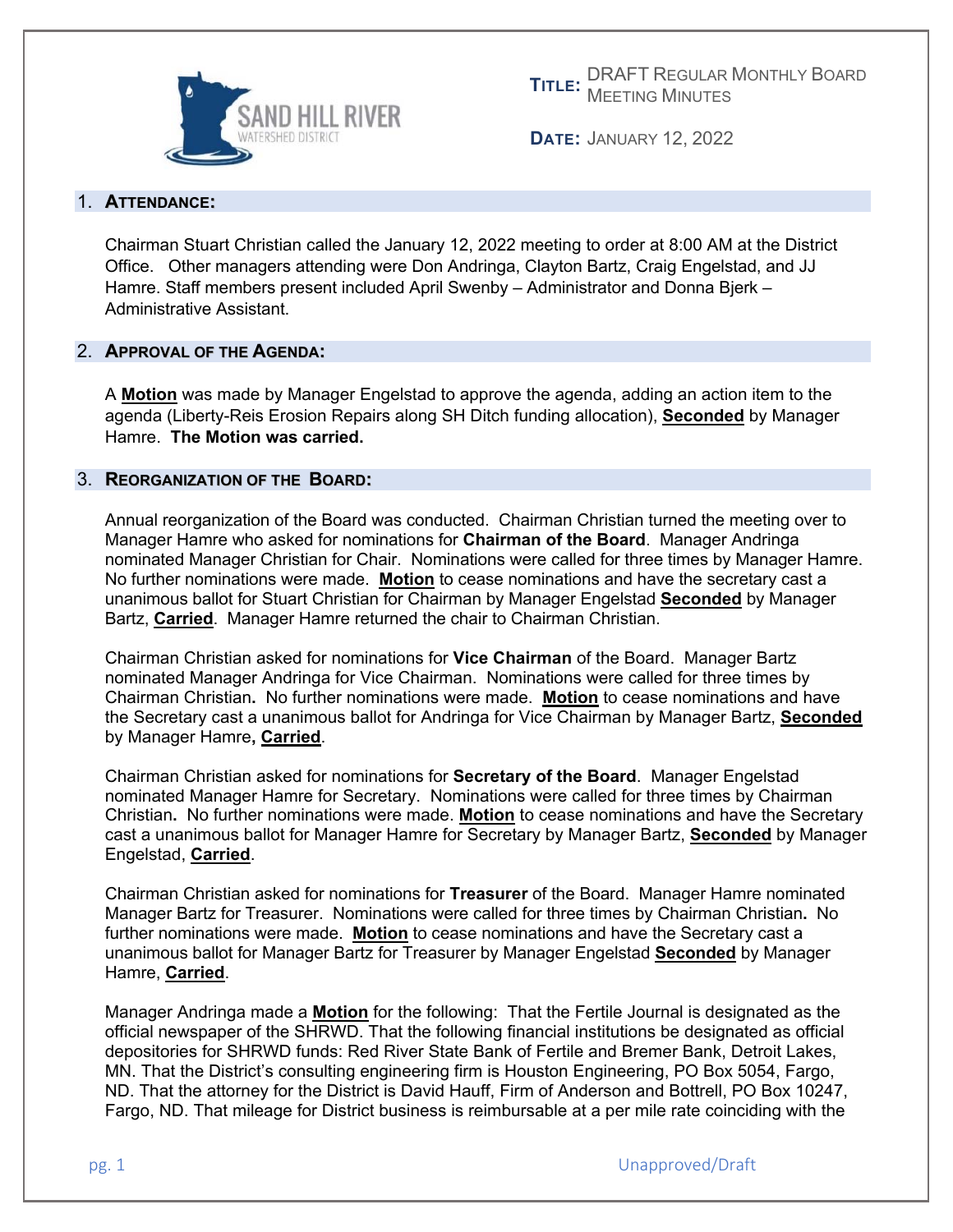SAND HILL RIVER WATERSHED DISTRICT

**TITLE:** DRAFT REGULAR MONTHLY BOARD MEETING MINUTES

**DATE:** JANUARY 12, 2022

## 1. ATTENDANCE:

Chairman Stuart Christian called the January 12, 2022 meeting to order at 8:00 AM at the District Office. Other managers attending were Don Andringa, Clayton Bartz, Craig Engelstad, and JJ Hamre. Staff members present included April Swenby – Administrator and Donna Bjerk – Administrative Assistant.

## 2. APPROVAL OF THE AGENDA:

A **Motion** was made by Manager Engelstad to approve the agenda, adding an action item to the agenda (Liberty-Reis Erosion Repairs along SH Ditch funding allocation), **Seconded** by Manager Hamre. **The Motion was carried.**

## 3. REORGANIZATION OF THE BOARD:

Annual reorganization of the Board was conducted. Chairman Christian turned the meeting over to Manager Hamre who asked for nominations for **Chairman of the Board**. Manager Andringa nominated Manager Christian for Chair. Nominations were called for three times by Manager Hamre. No further nominations were made. **Motion** to cease nominations and have the secretary cast a unanimous ballot for Stuart Christian for Chairman by Manager Engelstad **Seconded** by Manager Bartz, **Carried**. Manager Hamre returned the chair to Chairman Christian.

Chairman Christian asked for nominations for **Vice Chairman** of the Board. Manager Bartz nominated Manager Andringa for Vice Chairman. Nominations were called for three times by Chairman Christian**.** No further nominations were made. **Motion** to cease nominations and have the Secretary cast a unanimous ballot for Andringa for Vice Chairman by Manager Bartz, **Seconded** by Manager Hamre**,** **Carried**.

Chairman Christian asked for nominations for **Secretary of the Board**. Manager Engelstad nominated Manager Hamre for Secretary. Nominations were called for three times by Chairman Christian**.** No further nominations were made. **Motion** to cease nominations and have the Secretary cast a unanimous ballot for Manager Hamre for Secretary by Manager Bartz, **Seconded** by Manager Engelstad, **Carried**.

Chairman Christian asked for nominations for **Treasurer** of the Board. Manager Hamre nominated Manager Bartz for Treasurer. Nominations were called for three times by Chairman Christian**.** No further nominations were made. **Motion** to cease nominations and have the Secretary cast a unanimous ballot for Manager Bartz for Treasurer by Manager Engelstad **Seconded** by Manager Hamre, **Carried**.

Manager Andringa made a **Motion** for the following: That the Fertile Journal is designated as the official newspaper of the SHRWD. That the following financial institutions be designated as official depositories for SHRWD funds: Red River State Bank of Fertile and Bremer Bank, Detroit Lakes, MN. That the District's consulting engineering firm is Houston Engineering, PO Box 5054, Fargo, ND. That the attorney for the District is David Hauff, Firm of Anderson and Bottrell, PO Box 10247, Fargo, ND. That mileage for District business is reimbursable at a per mile rate coinciding with the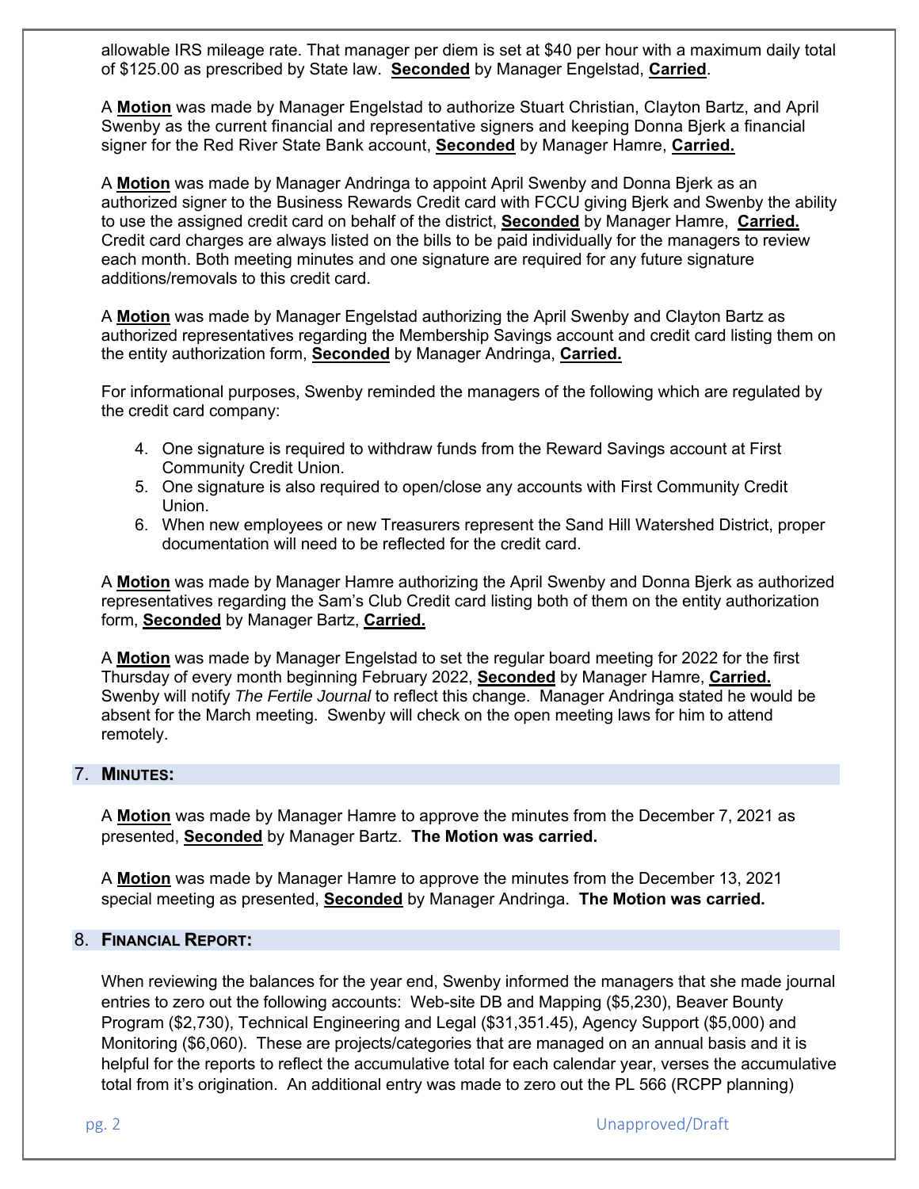allowable IRS mileage rate. That manager per diem is set at $40 per hour with a maximum daily total of $125.00 as prescribed by State law. **Seconded** by Manager Engelstad, **Carried**.

A **Motion** was made by Manager Engelstad to authorize Stuart Christian, Clayton Bartz, and April Swenby as the current financial and representative signers and keeping Donna Bjerk a financial signer for the Red River State Bank account, **Seconded** by Manager Hamre, **Carried.**

A **Motion** was made by Manager Andringa to appoint April Swenby and Donna Bjerk as an authorized signer to the Business Rewards Credit card with FCCU giving Bjerk and Swenby the ability to use the assigned credit card on behalf of the district, **Seconded** by Manager Hamre, **Carried.** Credit card charges are always listed on the bills to be paid individually for the managers to review each month. Both meeting minutes and one signature are required for any future signature additions/removals to this credit card.

A **Motion** was made by Manager Engelstad authorizing the April Swenby and Clayton Bartz as authorized representatives regarding the Membership Savings account and credit card listing them on the entity authorization form, **Seconded** by Manager Andringa, **Carried.**

For informational purposes, Swenby reminded the managers of the following which are regulated by the credit card company:

4. One signature is required to withdraw funds from the Reward Savings account at First Community Credit Union.
5. One signature is also required to open/close any accounts with First Community Credit Union.
6. When new employees or new Treasurers represent the Sand Hill Watershed District, proper documentation will need to be reflected for the credit card.

A **Motion** was made by Manager Hamre authorizing the April Swenby and Donna Bjerk as authorized representatives regarding the Sam's Club Credit card listing both of them on the entity authorization form, **Seconded** by Manager Bartz, **Carried.**

A **Motion** was made by Manager Engelstad to set the regular board meeting for 2022 for the first Thursday of every month beginning February 2022, **Seconded** by Manager Hamre, **Carried.** Swenby will notify *The Fertile Journal* to reflect this change. Manager Andringa stated he would be absent for the March meeting. Swenby will check on the open meeting laws for him to attend remotely.

## 7. Minutes:

A **Motion** was made by Manager Hamre to approve the minutes from the December 7, 2021 as presented, **Seconded** by Manager Bartz. **The Motion was carried.**

A **Motion** was made by Manager Hamre to approve the minutes from the December 13, 2021 special meeting as presented, **Seconded** by Manager Andringa. **The Motion was carried.**

## 8. Financial Report:

When reviewing the balances for the year end, Swenby informed the managers that she made journal entries to zero out the following accounts: Web-site DB and Mapping ($5,230), Beaver Bounty Program ($2,730), Technical Engineering and Legal ($31,351.45), Agency Support ($5,000) and Monitoring ($6,060). These are projects/categories that are managed on an annual basis and it is helpful for the reports to reflect the accumulative total for each calendar year, verses the accumulative total from it's origination. An additional entry was made to zero out the PL 566 (RCPP planning)

Unapproved/Draft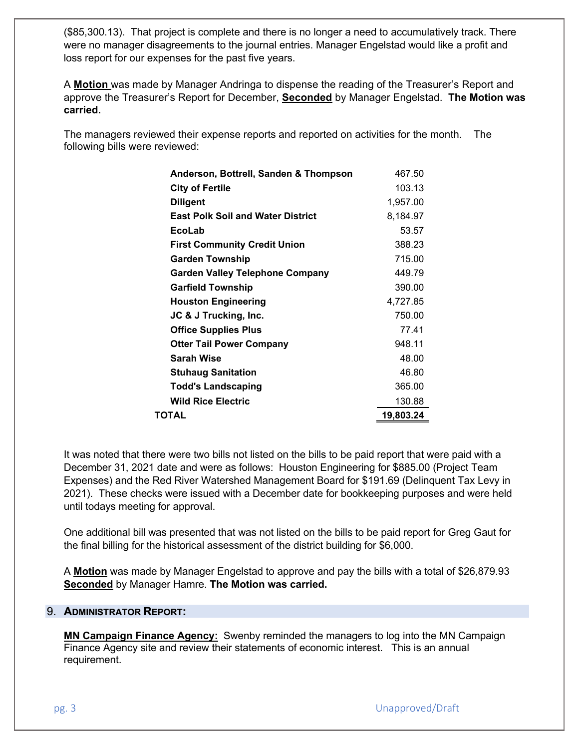($85,300.13). That project is complete and there is no longer a need to accumulatively track. There were no manager disagreements to the journal entries. Manager Engelstad would like a profit and loss report for our expenses for the past five years.

A **Motion** was made by Manager Andringa to dispense the reading of the Treasurer's Report and approve the Treasurer's Report for December, **Seconded** by Manager Engelstad. **The Motion was carried.**

The managers reviewed their expense reports and reported on activities for the month. The following bills were reviewed:

| | |
|---|---|
| **Anderson, Bottrell, Sanden & Thompson** | 467.50 |
| **City of Fertile** | 103.13 |
| **Diligent** | 1,957.00 |
| **East Polk Soil and Water District** | 8,184.97 |
| **EcoLab** | 53.57 |
| **First Community Credit Union** | 388.23 |
| **Garden Township** | 715.00 |
| **Garden Valley Telephone Company** | 449.79 |
| **Garfield Township** | 390.00 |
| **Houston Engineering** | 4,727.85 |
| **JC & J Trucking, Inc.** | 750.00 |
| **Office Supplies Plus** | 77.41 |
| **Otter Tail Power Company** | 948.11 |
| **Sarah Wise** | 48.00 |
| **Stuhaug Sanitation** | 46.80 |
| **Todd's Landscaping** | 365.00 |
| **Wild Rice Electric** | 130.88 |
| **TOTAL** | **19,803.24** |

It was noted that there were two bills not listed on the bills to be paid report that were paid with a December 31, 2021 date and were as follows: Houston Engineering for $885.00 (Project Team Expenses) and the Red River Watershed Management Board for $191.69 (Delinquent Tax Levy in 2021). These checks were issued with a December date for bookkeeping purposes and were held until todays meeting for approval.

One additional bill was presented that was not listed on the bills to be paid report for Greg Gaut for the final billing for the historical assessment of the district building for $6,000.

A **Motion** was made by Manager Engelstad to approve and pay the bills with a total of $26,879.93 **Seconded** by Manager Hamre. **The Motion was carried.**

## 9. ADMINISTRATOR REPORT:

**MN Campaign Finance Agency:** Swenby reminded the managers to log into the MN Campaign Finance Agency site and review their statements of economic interest. This is an annual requirement.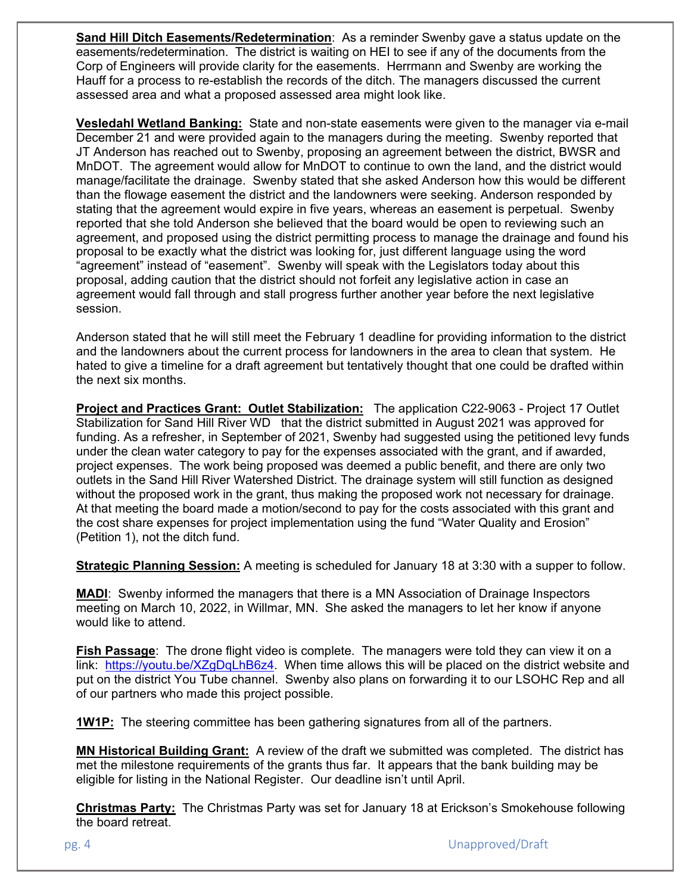**<u>Sand Hill Ditch Easements/Redetermination</u>**: As a reminder Swenby gave a status update on the easements/redetermination. The district is waiting on HEI to see if any of the documents from the Corp of Engineers will provide clarity for the easements. Herrmann and Swenby are working the Hauff for a process to re-establish the records of the ditch. The managers discussed the current assessed area and what a proposed assessed area might look like.

**<u>Vesledahl Wetland Banking:</u>** State and non-state easements were given to the manager via e-mail December 21 and were provided again to the managers during the meeting. Swenby reported that JT Anderson has reached out to Swenby, proposing an agreement between the district, BWSR and MnDOT. The agreement would allow for MnDOT to continue to own the land, and the district would manage/facilitate the drainage. Swenby stated that she asked Anderson how this would be different than the flowage easement the district and the landowners were seeking. Anderson responded by stating that the agreement would expire in five years, whereas an easement is perpetual. Swenby reported that she told Anderson she believed that the board would be open to reviewing such an agreement, and proposed using the district permitting process to manage the drainage and found his proposal to be exactly what the district was looking for, just different language using the word "agreement" instead of "easement". Swenby will speak with the Legislators today about this proposal, adding caution that the district should not forfeit any legislative action in case an agreement would fall through and stall progress further another year before the next legislative session.

Anderson stated that he will still meet the February 1 deadline for providing information to the district and the landowners about the current process for landowners in the area to clean that system. He hated to give a timeline for a draft agreement but tentatively thought that one could be drafted within the next six months.

**<u>Project and Practices Grant: Outlet Stabilization:</u>** The application C22-9063 - Project 17 Outlet Stabilization for Sand Hill River WD that the district submitted in August 2021 was approved for funding. As a refresher, in September of 2021, Swenby had suggested using the petitioned levy funds under the clean water category to pay for the expenses associated with the grant, and if awarded, project expenses. The work being proposed was deemed a public benefit, and there are only two outlets in the Sand Hill River Watershed District. The drainage system will still function as designed without the proposed work in the grant, thus making the proposed work not necessary for drainage. At that meeting the board made a motion/second to pay for the costs associated with this grant and the cost share expenses for project implementation using the fund "Water Quality and Erosion" (Petition 1), not the ditch fund.

**<u>Strategic Planning Session:</u>** A meeting is scheduled for January 18 at 3:30 with a supper to follow.

**<u>MADI</u>**: Swenby informed the managers that there is a MN Association of Drainage Inspectors meeting on March 10, 2022, in Willmar, MN. She asked the managers to let her know if anyone would like to attend.

**<u>Fish Passage</u>**: The drone flight video is complete. The managers were told they can view it on a link: https://youtu.be/XZgDqLhB6z4. When time allows this will be placed on the district website and put on the district You Tube channel. Swenby also plans on forwarding it to our LSOHC Rep and all of our partners who made this project possible.

**<u>1W1P:</u>** The steering committee has been gathering signatures from all of the partners.

**<u>MN Historical Building Grant:</u>** A review of the draft we submitted was completed. The district has met the milestone requirements of the grants thus far. It appears that the bank building may be eligible for listing in the National Register. Our deadline isn't until April.

**<u>Christmas Party:</u>** The Christmas Party was set for January 18 at Erickson's Smokehouse following the board retreat.

Unapproved/Draft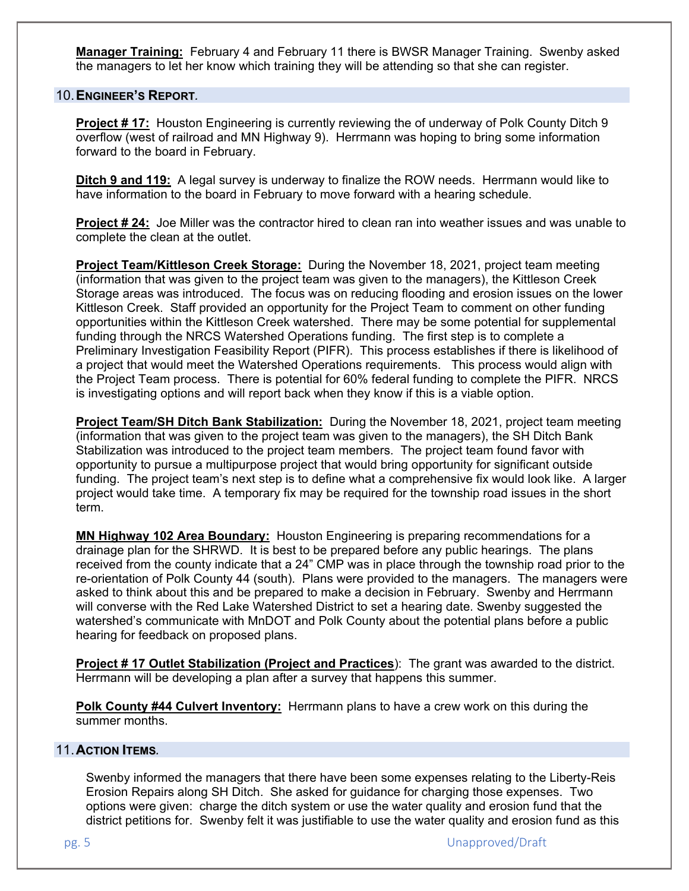**Manager Training:** February 4 and February 11 there is BWSR Manager Training. Swenby asked the managers to let her know which training they will be attending so that she can register.

## 10. Engineer's Report.

**Project # 17:** Houston Engineering is currently reviewing the of underway of Polk County Ditch 9 overflow (west of railroad and MN Highway 9). Herrmann was hoping to bring some information forward to the board in February.

**Ditch 9 and 119:** A legal survey is underway to finalize the ROW needs. Herrmann would like to have information to the board in February to move forward with a hearing schedule.

**Project # 24:** Joe Miller was the contractor hired to clean ran into weather issues and was unable to complete the clean at the outlet.

**Project Team/Kittleson Creek Storage:** During the November 18, 2021, project team meeting (information that was given to the project team was given to the managers), the Kittleson Creek Storage areas was introduced. The focus was on reducing flooding and erosion issues on the lower Kittleson Creek. Staff provided an opportunity for the Project Team to comment on other funding opportunities within the Kittleson Creek watershed. There may be some potential for supplemental funding through the NRCS Watershed Operations funding. The first step is to complete a Preliminary Investigation Feasibility Report (PIFR). This process establishes if there is likelihood of a project that would meet the Watershed Operations requirements. This process would align with the Project Team process. There is potential for 60% federal funding to complete the PIFR. NRCS is investigating options and will report back when they know if this is a viable option.

**Project Team/SH Ditch Bank Stabilization:** During the November 18, 2021, project team meeting (information that was given to the project team was given to the managers), the SH Ditch Bank Stabilization was introduced to the project team members. The project team found favor with opportunity to pursue a multipurpose project that would bring opportunity for significant outside funding. The project team's next step is to define what a comprehensive fix would look like. A larger project would take time. A temporary fix may be required for the township road issues in the short term.

**MN Highway 102 Area Boundary:** Houston Engineering is preparing recommendations for a drainage plan for the SHRWD. It is best to be prepared before any public hearings. The plans received from the county indicate that a 24" CMP was in place through the township road prior to the re-orientation of Polk County 44 (south). Plans were provided to the managers. The managers were asked to think about this and be prepared to make a decision in February. Swenby and Herrmann will converse with the Red Lake Watershed District to set a hearing date. Swenby suggested the watershed's communicate with MnDOT and Polk County about the potential plans before a public hearing for feedback on proposed plans.

**Project # 17 Outlet Stabilization (Project and Practices)**: The grant was awarded to the district. Herrmann will be developing a plan after a survey that happens this summer.

**Polk County #44 Culvert Inventory:** Herrmann plans to have a crew work on this during the summer months.

## 11. Action Items.

Swenby informed the managers that there have been some expenses relating to the Liberty-Reis Erosion Repairs along SH Ditch. She asked for guidance for charging those expenses. Two options were given: charge the ditch system or use the water quality and erosion fund that the district petitions for. Swenby felt it was justifiable to use the water quality and erosion fund as this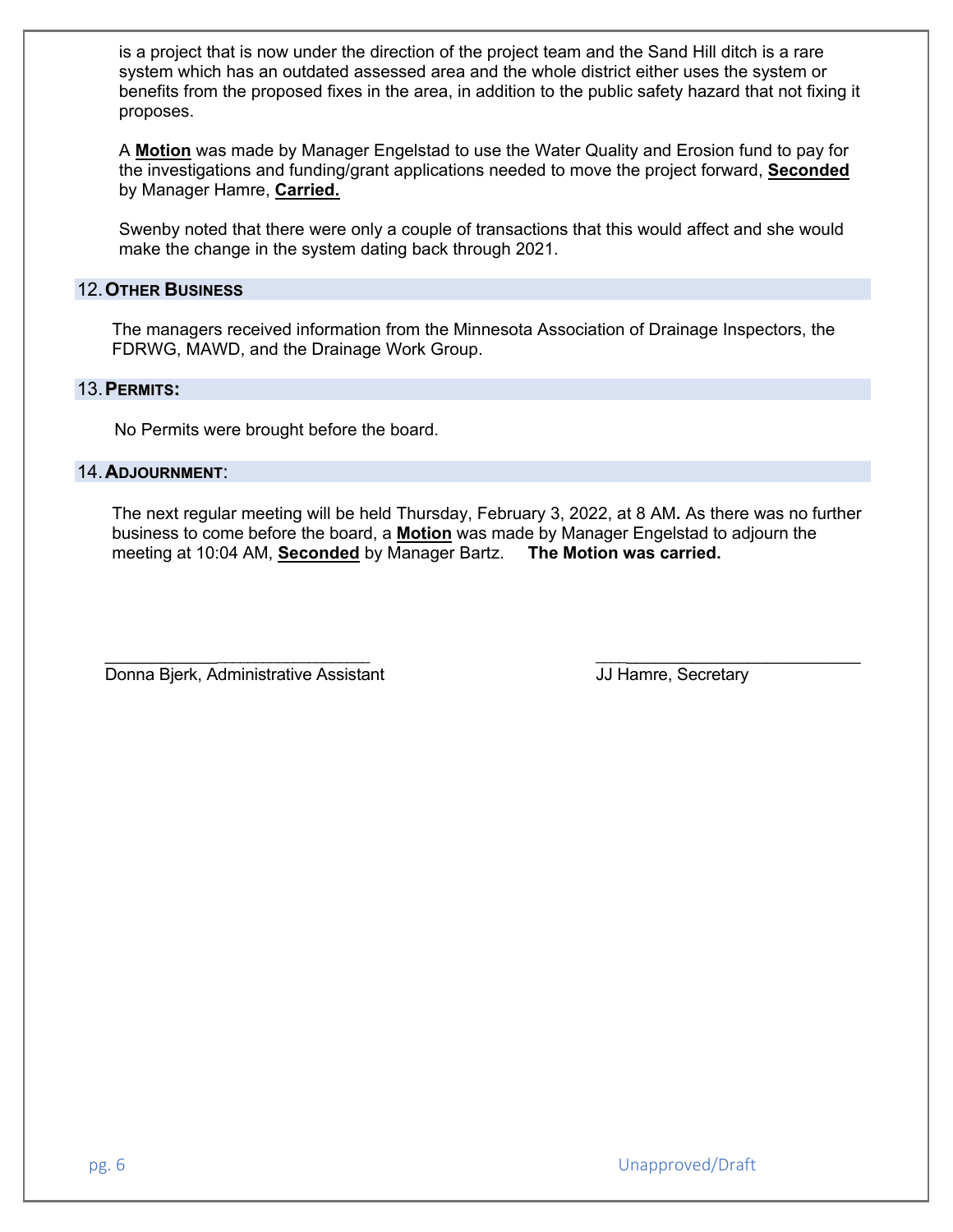is a project that is now under the direction of the project team and the Sand Hill ditch is a rare system which has an outdated assessed area and the whole district either uses the system or benefits from the proposed fixes in the area, in addition to the public safety hazard that not fixing it proposes.

A **Motion** was made by Manager Engelstad to use the Water Quality and Erosion fund to pay for the investigations and funding/grant applications needed to move the project forward, **Seconded** by Manager Hamre, **Carried.**

Swenby noted that there were only a couple of transactions that this would affect and she would make the change in the system dating back through 2021.

## 12. OTHER BUSINESS

The managers received information from the Minnesota Association of Drainage Inspectors, the FDRWG, MAWD, and the Drainage Work Group.

## 13. PERMITS:

No Permits were brought before the board.

## 14. ADJOURNMENT:

The next regular meeting will be held Thursday, February 3, 2022, at 8 AM**.** As there was no further business to come before the board, a **Motion** was made by Manager Engelstad to adjourn the meeting at 10:04 AM, **Seconded** by Manager Bartz. **The Motion was carried.**

_____________________________
Donna Bjerk, Administrative Assistant

_____________________________
JJ Hamre, Secretary

Unapproved/Draft